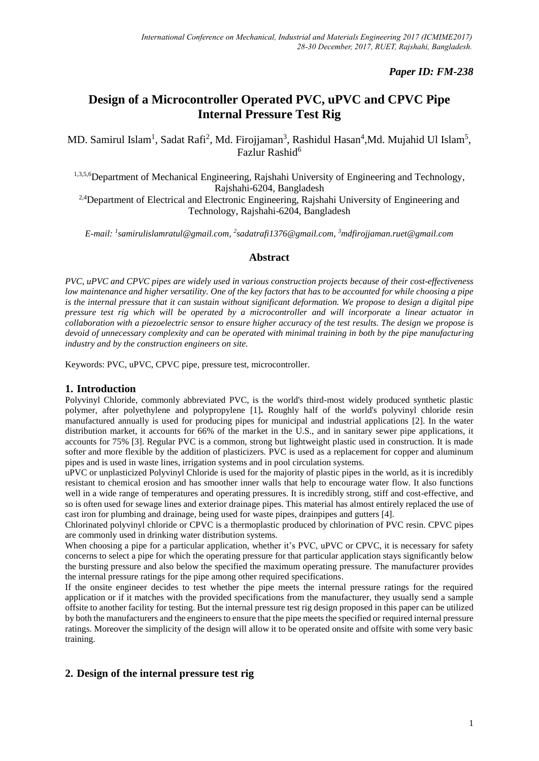*Paper ID: FM-238*

# Design of a Microcontroller Operated PVC, uPVC and CPVC Pipe Internal Pressure Test Rig

MD. Samirul Islam[1], Sadat Rafi[2], Md. Firojjaman[3], Rashidul Hasan[4],Md. Mujahid Ul Islam[5], Fazlur Rashid[6]

[1,3,5,6]Department of Mechanical Engineering, Rajshahi University of Engineering and Technology, Rajshahi-6204, Bangladesh

[2,4]Department of Electrical and Electronic Engineering, Rajshahi University of Engineering and Technology, Rajshahi-6204, Bangladesh

*E-mail: [1]samirulislamratul@gmail.com, [2]sadatrafi1376@gmail.com, [3]mdfirojjaman.ruet@gmail.com*

## Abstract

*PVC, uPVC and CPVC pipes are widely used in various construction projects because of their cost-effectiveness low maintenance and higher versatility. One of the key factors that has to be accounted for while choosing a pipe is the internal pressure that it can sustain without significant deformation. We propose to design a digital pipe pressure test rig which will be operated by a microcontroller and will incorporate a linear actuator in collaboration with a piezoelectric sensor to ensure higher accuracy of the test results. The design we propose is devoid of unnecessary complexity and can be operated with minimal training in both by the pipe manufacturing industry and by the construction engineers on site.*

Keywords: PVC, uPVC, CPVC pipe, pressure test, microcontroller.

## 1. Introduction

Polyvinyl Chloride, commonly abbreviated PVC, is the world's third-most widely produced synthetic plastic polymer, after polyethylene and polypropylene [1]**.** Roughly half of the world's polyvinyl chloride resin manufactured annually is used for producing pipes for municipal and industrial applications [2]. In the water distribution market, it accounts for 66% of the market in the U.S., and in sanitary sewer pipe applications, it accounts for 75% [3]. Regular PVC is a common, strong but lightweight plastic used in construction. It is made softer and more flexible by the addition of plasticizers. PVC is used as a replacement for copper and aluminum pipes and is used in waste lines, irrigation systems and in pool circulation systems.

uPVC or unplasticized Polyvinyl Chloride is used for the majority of plastic pipes in the world, as it is incredibly resistant to chemical erosion and has smoother inner walls that help to encourage water flow. It also functions well in a wide range of temperatures and operating pressures. It is incredibly strong, stiff and cost-effective, and so is often used for sewage lines and exterior drainage pipes. This material has almost entirely replaced the use of cast iron for plumbing and drainage, being used for waste pipes, drainpipes and gutters [4].

Chlorinated polyvinyl chloride or CPVC is a thermoplastic produced by chlorination of PVC resin. CPVC pipes are commonly used in drinking water distribution systems.

When choosing a pipe for a particular application, whether it's PVC, uPVC or CPVC, it is necessary for safety concerns to select a pipe for which the operating pressure for that particular application stays significantly below the bursting pressure and also below the specified the maximum operating pressure. The manufacturer provides the internal pressure ratings for the pipe among other required specifications.

If the onsite engineer decides to test whether the pipe meets the internal pressure ratings for the required application or if it matches with the provided specifications from the manufacturer, they usually send a sample offsite to another facility for testing. But the internal pressure test rig design proposed in this paper can be utilized by both the manufacturers and the engineers to ensure that the pipe meets the specified or required internal pressure ratings. Moreover the simplicity of the design will allow it to be operated onsite and offsite with some very basic training.

## 2. Design of the internal pressure test rig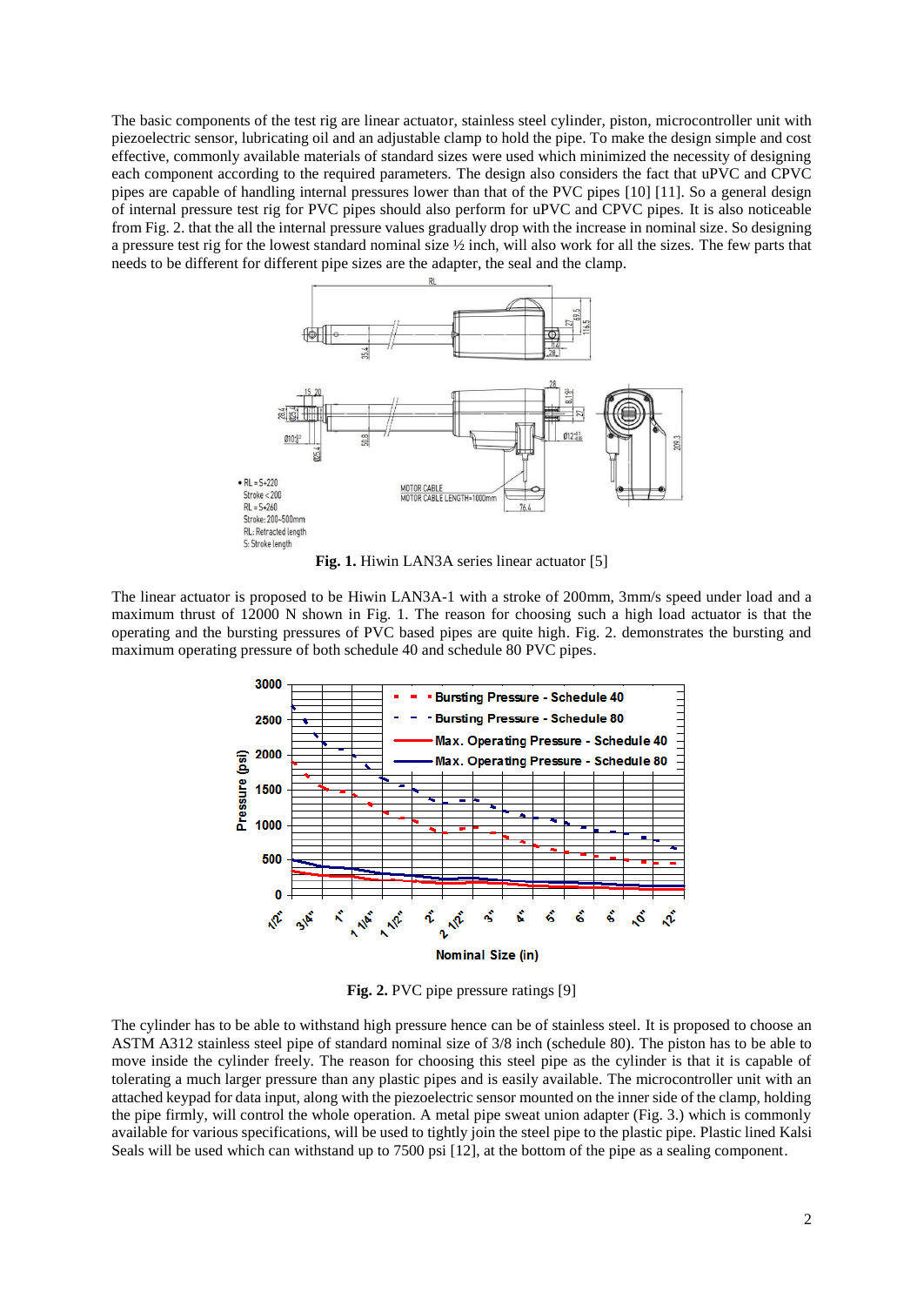The basic components of the test rig are linear actuator, stainless steel cylinder, piston, microcontroller unit with piezoelectric sensor, lubricating oil and an adjustable clamp to hold the pipe. To make the design simple and cost effective, commonly available materials of standard sizes were used which minimized the necessity of designing each component according to the required parameters. The design also considers the fact that uPVC and CPVC pipes are capable of handling internal pressures lower than that of the PVC pipes [10] [11]. So a general design of internal pressure test rig for PVC pipes should also perform for uPVC and CPVC pipes. It is also noticeable from Fig. 2. that the all the internal pressure values gradually drop with the increase in nominal size. So designing a pressure test rig for the lowest standard nominal size ½ inch, will also work for all the sizes. The few parts that needs to be different for different pipe sizes are the adapter, the seal and the clamp.

**Fig. 1.** Hiwin LAN3A series linear actuator [5]

The linear actuator is proposed to be Hiwin LAN3A-1 with a stroke of 200mm, 3mm/s speed under load and a maximum thrust of 12000 N shown in Fig. 1. The reason for choosing such a high load actuator is that the operating and the bursting pressures of PVC based pipes are quite high. Fig. 2. demonstrates the bursting and maximum operating pressure of both schedule 40 and schedule 80 PVC pipes.

**Fig. 2.** PVC pipe pressure ratings [9]

The cylinder has to be able to withstand high pressure hence can be of stainless steel. It is proposed to choose an ASTM A312 stainless steel pipe of standard nominal size of 3/8 inch (schedule 80). The piston has to be able to move inside the cylinder freely. The reason for choosing this steel pipe as the cylinder is that it is capable of tolerating a much larger pressure than any plastic pipes and is easily available. The microcontroller unit with an attached keypad for data input, along with the piezoelectric sensor mounted on the inner side of the clamp, holding the pipe firmly, will control the whole operation. A metal pipe sweat union adapter (Fig. 3.) which is commonly available for various specifications, will be used to tightly join the steel pipe to the plastic pipe. Plastic lined Kalsi Seals will be used which can withstand up to 7500 psi [12], at the bottom of the pipe as a sealing component.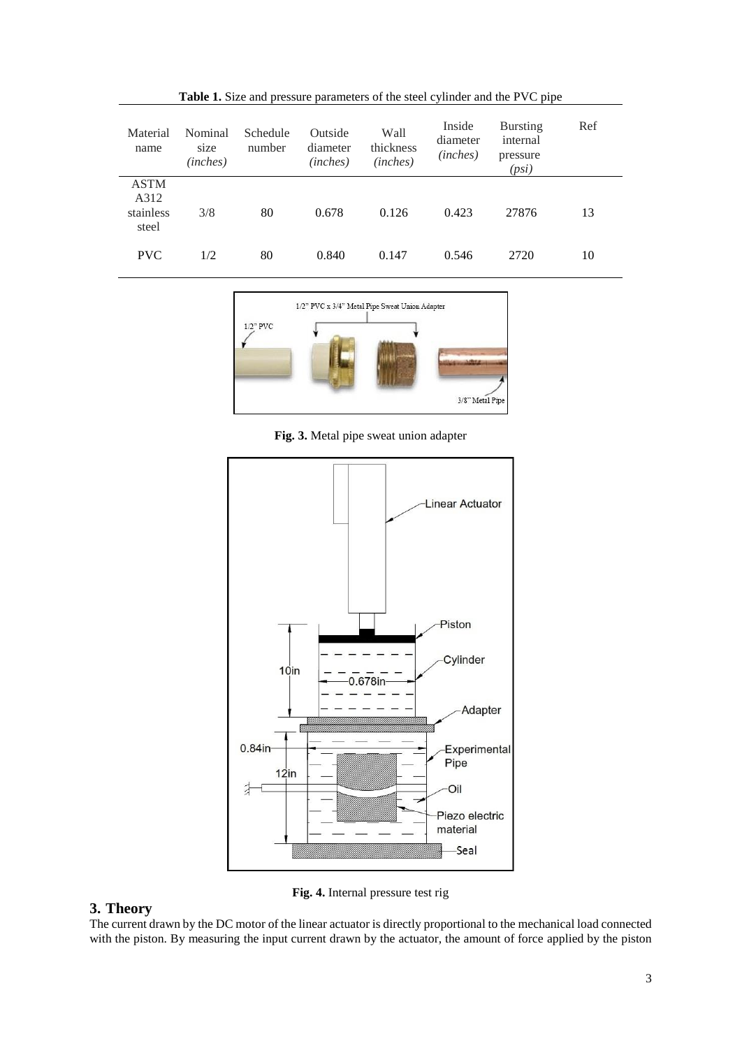**Table 1.** Size and pressure parameters of the steel cylinder and the PVC pipe

| Material name | Nominal size *(inches)* | Schedule number | Outside diameter *(inches)* | Wall thickness *(inches)* | Inside diameter *(inches)* | Bursting internal pressure *(psi)* | Ref |
|---|---|---|---|---|---|---|---|
| ASTM A312 stainless steel | 3/8 | 80 | 0.678 | 0.126 | 0.423 | 27876 | 13 |
| PVC | 1/2 | 80 | 0.840 | 0.147 | 0.546 | 2720 | 10 |

**Fig. 3.** Metal pipe sweat union adapter

**Fig. 4.** Internal pressure test rig

## 3. Theory

The current drawn by the DC motor of the linear actuator is directly proportional to the mechanical load connected with the piston. By measuring the input current drawn by the actuator, the amount of force applied by the piston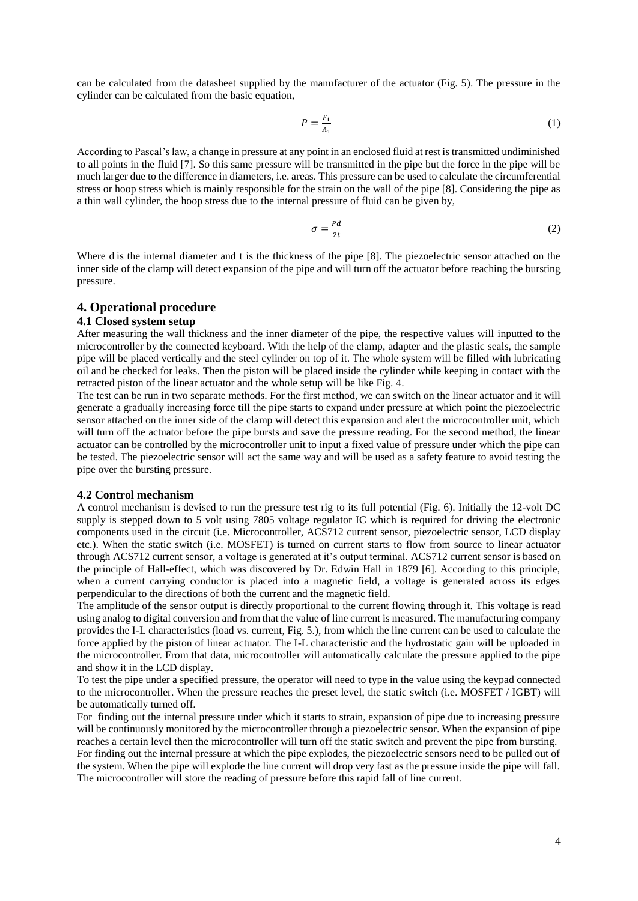can be calculated from the datasheet supplied by the manufacturer of the actuator (Fig. 5). The pressure in the cylinder can be calculated from the basic equation,

$$P = \frac{F_1}{A_1} \tag{1}$$

According to Pascal's law, a change in pressure at any point in an enclosed fluid at rest is transmitted undiminished to all points in the fluid [7]. So this same pressure will be transmitted in the pipe but the force in the pipe will be much larger due to the difference in diameters, i.e. areas. This pressure can be used to calculate the circumferential stress or hoop stress which is mainly responsible for the strain on the wall of the pipe [8]. Considering the pipe as a thin wall cylinder, the hoop stress due to the internal pressure of fluid can be given by,

$$\sigma = \frac{Pd}{2t} \tag{2}$$

Where d is the internal diameter and t is the thickness of the pipe [8]. The piezoelectric sensor attached on the inner side of the clamp will detect expansion of the pipe and will turn off the actuator before reaching the bursting pressure.

## 4. Operational procedure

### 4.1 Closed system setup

After measuring the wall thickness and the inner diameter of the pipe, the respective values will inputted to the microcontroller by the connected keyboard. With the help of the clamp, adapter and the plastic seals, the sample pipe will be placed vertically and the steel cylinder on top of it. The whole system will be filled with lubricating oil and be checked for leaks. Then the piston will be placed inside the cylinder while keeping in contact with the retracted piston of the linear actuator and the whole setup will be like Fig. 4.

The test can be run in two separate methods. For the first method, we can switch on the linear actuator and it will generate a gradually increasing force till the pipe starts to expand under pressure at which point the piezoelectric sensor attached on the inner side of the clamp will detect this expansion and alert the microcontroller unit, which will turn off the actuator before the pipe bursts and save the pressure reading. For the second method, the linear actuator can be controlled by the microcontroller unit to input a fixed value of pressure under which the pipe can be tested. The piezoelectric sensor will act the same way and will be used as a safety feature to avoid testing the pipe over the bursting pressure.

### 4.2 Control mechanism

A control mechanism is devised to run the pressure test rig to its full potential (Fig. 6). Initially the 12-volt DC supply is stepped down to 5 volt using 7805 voltage regulator IC which is required for driving the electronic components used in the circuit (i.e. Microcontroller, ACS712 current sensor, piezoelectric sensor, LCD display etc.). When the static switch (i.e. MOSFET) is turned on current starts to flow from source to linear actuator through ACS712 current sensor, a voltage is generated at it's output terminal. ACS712 current sensor is based on the principle of Hall-effect, which was discovered by Dr. Edwin Hall in 1879 [6]. According to this principle, when a current carrying conductor is placed into a magnetic field, a voltage is generated across its edges perpendicular to the directions of both the current and the magnetic field.

The amplitude of the sensor output is directly proportional to the current flowing through it. This voltage is read using analog to digital conversion and from that the value of line current is measured. The manufacturing company provides the I-L characteristics (load vs. current, Fig. 5.), from which the line current can be used to calculate the force applied by the piston of linear actuator. The I-L characteristic and the hydrostatic gain will be uploaded in the microcontroller. From that data, microcontroller will automatically calculate the pressure applied to the pipe and show it in the LCD display.

To test the pipe under a specified pressure, the operator will need to type in the value using the keypad connected to the microcontroller. When the pressure reaches the preset level, the static switch (i.e. MOSFET / IGBT) will be automatically turned off.

For finding out the internal pressure under which it starts to strain, expansion of pipe due to increasing pressure will be continuously monitored by the microcontroller through a piezoelectric sensor. When the expansion of pipe reaches a certain level then the microcontroller will turn off the static switch and prevent the pipe from bursting.

For finding out the internal pressure at which the pipe explodes, the piezoelectric sensors need to be pulled out of the system. When the pipe will explode the line current will drop very fast as the pressure inside the pipe will fall. The microcontroller will store the reading of pressure before this rapid fall of line current.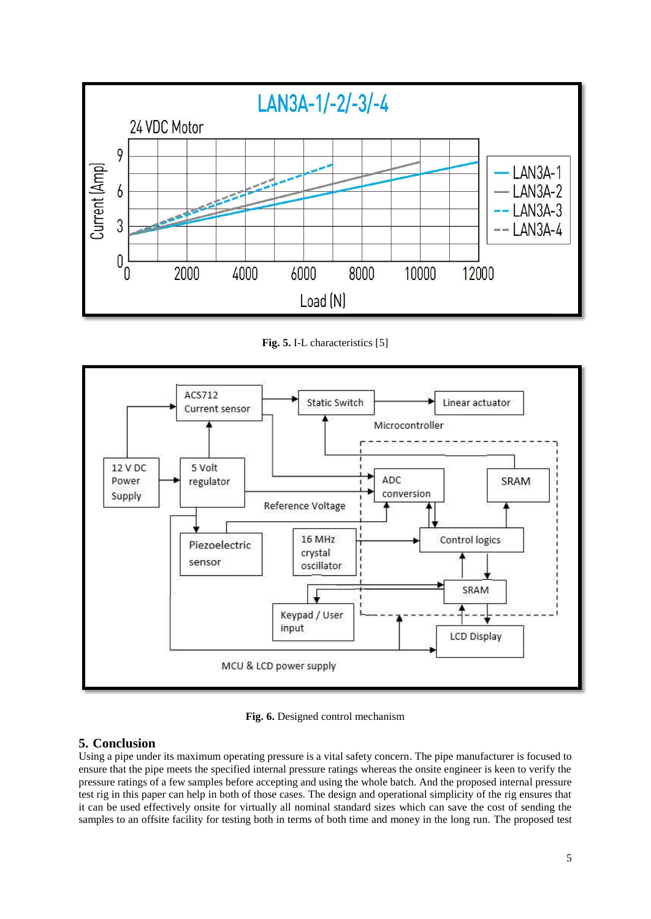**Fig. 5.** I-L characteristics [5]

**Fig. 6.** Designed control mechanism

## 5. Conclusion

Using a pipe under its maximum operating pressure is a vital safety concern. The pipe manufacturer is focused to ensure that the pipe meets the specified internal pressure ratings whereas the onsite engineer is keen to verify the pressure ratings of a few samples before accepting and using the whole batch. And the proposed internal pressure test rig in this paper can help in both of those cases. The design and operational simplicity of the rig ensures that it can be used effectively onsite for virtually all nominal standard sizes which can save the cost of sending the samples to an offsite facility for testing both in terms of both time and money in the long run. The proposed test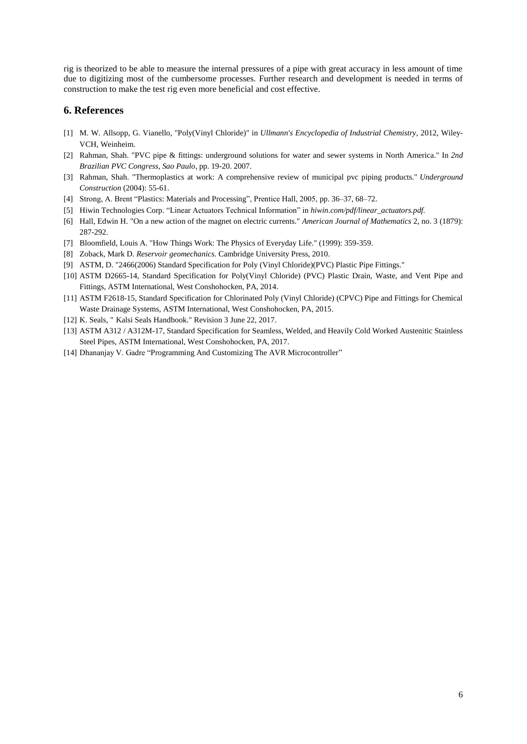rig is theorized to be able to measure the internal pressures of a pipe with great accuracy in less amount of time due to digitizing most of the cumbersome processes. Further research and development is needed in terms of construction to make the test rig even more beneficial and cost effective.

## 6. References

[1] M. W. Allsopp, G. Vianello, "Poly(Vinyl Chloride)" in *Ullmann's Encyclopedia of Industrial Chemistry*, 2012, Wiley-VCH, Weinheim.

[2] Rahman, Shah. "PVC pipe & fittings: underground solutions for water and sewer systems in North America." In *2nd Brazilian PVC Congress, Sao Paulo*, pp. 19-20. 2007.

[3] Rahman, Shah. "Thermoplastics at work: A comprehensive review of municipal pvc piping products." *Underground Construction* (2004): 55-61.

[4] Strong, A. Brent "Plastics: Materials and Processing", Prentice Hall, 2005, pp. 36–37, 68–72.

[5] Hiwin Technologies Corp. "Linear Actuators Technical Information" in *hiwin.com/pdf/linear_actuators.pdf.*

[6] Hall, Edwin H. "On a new action of the magnet on electric currents." *American Journal of Mathematics* 2, no. 3 (1879): 287-292.

[7] Bloomfield, Louis A. "How Things Work: The Physics of Everyday Life." (1999): 359-359.

[8] Zoback, Mark D. *Reservoir geomechanics*. Cambridge University Press, 2010.

[9] ASTM, D. "2466(2006) Standard Specification for Poly (Vinyl Chloride)(PVC) Plastic Pipe Fittings."

[10] ASTM D2665-14, Standard Specification for Poly(Vinyl Chloride) (PVC) Plastic Drain, Waste, and Vent Pipe and Fittings, ASTM International, West Conshohocken, PA, 2014.

[11] ASTM F2618-15, Standard Specification for Chlorinated Poly (Vinyl Chloride) (CPVC) Pipe and Fittings for Chemical Waste Drainage Systems, ASTM International, West Conshohocken, PA, 2015.

[12] K. Seals, " Kalsi Seals Handbook." Revision 3 June 22, 2017.

[13] ASTM A312 / A312M-17, Standard Specification for Seamless, Welded, and Heavily Cold Worked Austenitic Stainless Steel Pipes, ASTM International, West Conshohocken, PA, 2017.

[14] Dhananjay V. Gadre "Programming And Customizing The AVR Microcontroller"